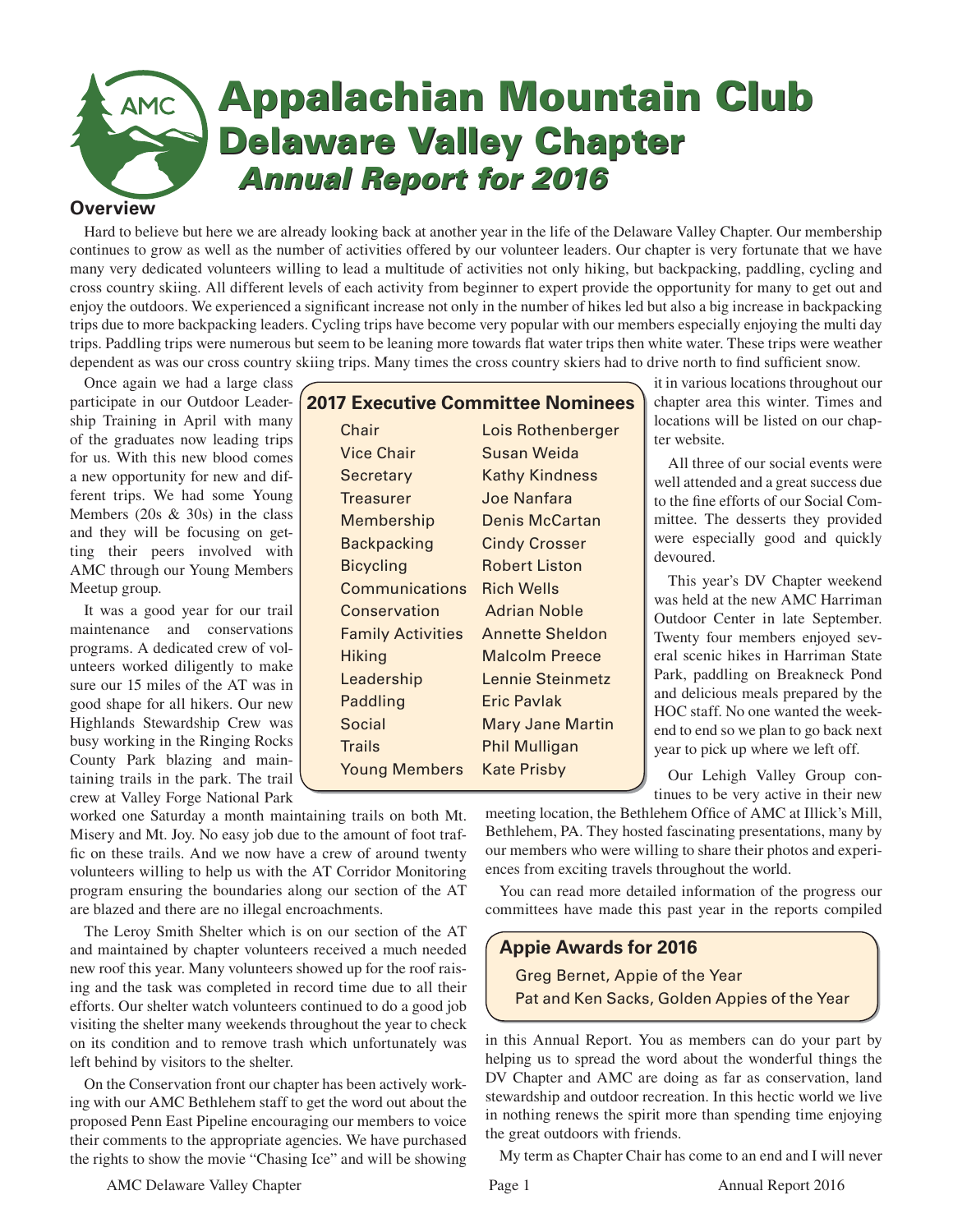# Appalachian Mountain Club
## Delaware Valley Chapter
### *Annual Report for 2016*

## Overview

Hard to believe but here we are already looking back at another year in the life of the Delaware Valley Chapter. Our membership continues to grow as well as the number of activities offered by our volunteer leaders. Our chapter is very fortunate that we have many very dedicated volunteers willing to lead a multitude of activities not only hiking, but backpacking, paddling, cycling and cross country skiing. All different levels of each activity from beginner to expert provide the opportunity for many to get out and enjoy the outdoors. We experienced a significant increase not only in the number of hikes led but also a big increase in backpacking trips due to more backpacking leaders. Cycling trips have become very popular with our members especially enjoying the multi day trips. Paddling trips were numerous but seem to be leaning more towards flat water trips then white water. These trips were weather dependent as was our cross country skiing trips. Many times the cross country skiers had to drive north to find sufficient snow.

Once again we had a large class participate in our Outdoor Leadership Training in April with many of the graduates now leading trips for us. With this new blood comes a new opportunity for new and different trips. We had some Young Members (20s & 30s) in the class and they will be focusing on getting their peers involved with AMC through our Young Members Meetup group.

It was a good year for our trail maintenance and conservations programs. A dedicated crew of volunteers worked diligently to make sure our 15 miles of the AT was in good shape for all hikers. Our new Highlands Stewardship Crew was busy working in the Ringing Rocks County Park blazing and maintaining trails in the park. The trail crew at Valley Forge National Park worked one Saturday a month maintaining trails on both Mt. Misery and Mt. Joy. No easy job due to the amount of foot traffic on these trails. And we now have a crew of around twenty volunteers willing to help us with the AT Corridor Monitoring program ensuring the boundaries along our section of the AT are blazed and there are no illegal encroachments.

The Leroy Smith Shelter which is on our section of the AT and maintained by chapter volunteers received a much needed new roof this year. Many volunteers showed up for the roof raising and the task was completed in record time due to all their efforts. Our shelter watch volunteers continued to do a good job visiting the shelter many weekends throughout the year to check on its condition and to remove trash which unfortunately was left behind by visitors to the shelter.

On the Conservation front our chapter has been actively working with our AMC Bethlehem staff to get the word out about the proposed Penn East Pipeline encouraging our members to voice their comments to the appropriate agencies. We have purchased the rights to show the movie "Chasing Ice" and will be showing it in various locations throughout our chapter area this winter. Times and locations will be listed on our chapter website.

### 2017 Executive Committee Nominees

| | |
|---|---|
| Chair | Lois Rothenberger |
| Vice Chair | Susan Weida |
| Secretary | Kathy Kindness |
| Treasurer | Joe Nanfara |
| Membership | Denis McCartan |
| Backpacking | Cindy Crosser |
| Bicycling | Robert Liston |
| Communications | Rich Wells |
| Conservation | Adrian Noble |
| Family Activities | Annette Sheldon |
| Hiking | Malcolm Preece |
| Leadership | Lennie Steinmetz |
| Paddling | Eric Pavlak |
| Social | Mary Jane Martin |
| Trails | Phil Mulligan |
| Young Members | Kate Prisby |

All three of our social events were well attended and a great success due to the fine efforts of our Social Committee. The desserts they provided were especially good and quickly devoured.

This year's DV Chapter weekend was held at the new AMC Harriman Outdoor Center in late September. Twenty four members enjoyed several scenic hikes in Harriman State Park, paddling on Breakneck Pond and delicious meals prepared by the HOC staff. No one wanted the weekend to end so we plan to go back next year to pick up where we left off.

Our Lehigh Valley Group continues to be very active in their new meeting location, the Bethlehem Office of AMC at Illick's Mill, Bethlehem, PA. They hosted fascinating presentations, many by our members who were willing to share their photos and experiences from exciting travels throughout the world.

You can read more detailed information of the progress our committees have made this past year in the reports compiled in this Annual Report. You as members can do your part by helping us to spread the word about the wonderful things the DV Chapter and AMC are doing as far as conservation, land stewardship and outdoor recreation. In this hectic world we live in nothing renews the spirit more than spending time enjoying the great outdoors with friends.

### Appie Awards for 2016

Greg Bernet, Appie of the Year
Pat and Ken Sacks, Golden Appies of the Year

My term as Chapter Chair has come to an end and I will never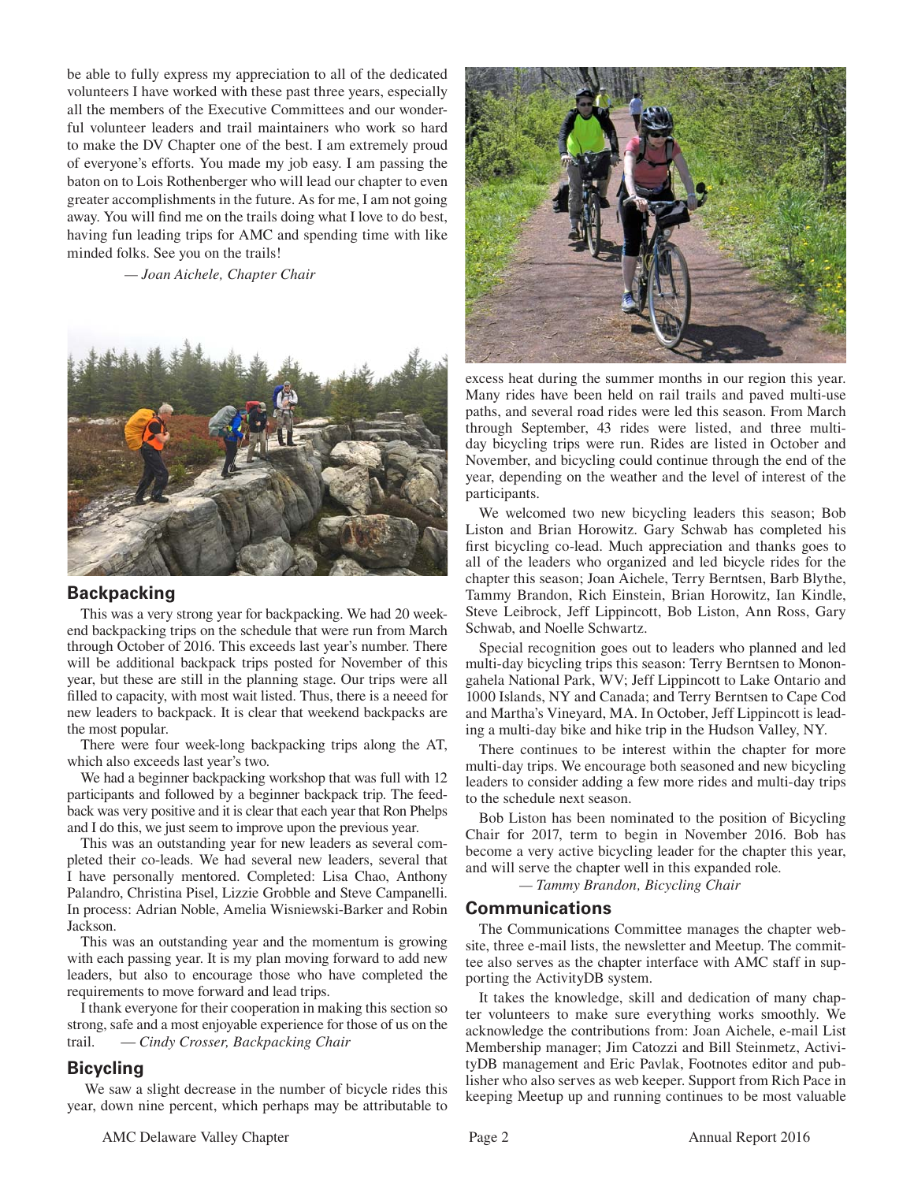be able to fully express my appreciation to all of the dedicated volunteers I have worked with these past three years, especially all the members of the Executive Committees and our wonderful volunteer leaders and trail maintainers who work so hard to make the DV Chapter one of the best. I am extremely proud of everyone's efforts. You made my job easy. I am passing the baton on to Lois Rothenberger who will lead our chapter to even greater accomplishments in the future. As for me, I am not going away. You will find me on the trails doing what I love to do best, having fun leading trips for AMC and spending time with like minded folks. See you on the trails!

*— Joan Aichele, Chapter Chair*

## Backpacking

This was a very strong year for backpacking. We had 20 weekend backpacking trips on the schedule that were run from March through October of 2016. This exceeds last year's number. There will be additional backpack trips posted for November of this year, but these are still in the planning stage. Our trips were all filled to capacity, with most wait listed. Thus, there is a neeed for new leaders to backpack. It is clear that weekend backpacks are the most popular.

There were four week-long backpacking trips along the AT, which also exceeds last year's two.

We had a beginner backpacking workshop that was full with 12 participants and followed by a beginner backpack trip. The feedback was very positive and it is clear that each year that Ron Phelps and I do this, we just seem to improve upon the previous year.

This was an outstanding year for new leaders as several completed their co-leads. We had several new leaders, several that I have personally mentored. Completed: Lisa Chao, Anthony Palandro, Christina Pisel, Lizzie Grobble and Steve Campanelli. In process: Adrian Noble, Amelia Wisniewski-Barker and Robin Jackson.

This was an outstanding year and the momentum is growing with each passing year. It is my plan moving forward to add new leaders, but also to encourage those who have completed the requirements to move forward and lead trips.

I thank everyone for their cooperation in making this section so strong, safe and a most enjoyable experience for those of us on the trail. *— Cindy Crosser, Backpacking Chair*

## Bicycling

We saw a slight decrease in the number of bicycle rides this year, down nine percent, which perhaps may be attributable to excess heat during the summer months in our region this year. Many rides have been held on rail trails and paved multi-use paths, and several road rides were led this season. From March through September, 43 rides were listed, and three multi-day bicycling trips were run. Rides are listed in October and November, and bicycling could continue through the end of the year, depending on the weather and the level of interest of the participants.

We welcomed two new bicycling leaders this season; Bob Liston and Brian Horowitz. Gary Schwab has completed his first bicycling co-lead. Much appreciation and thanks goes to all of the leaders who organized and led bicycle rides for the chapter this season; Joan Aichele, Terry Berntsen, Barb Blythe, Tammy Brandon, Rich Einstein, Brian Horowitz, Ian Kindle, Steve Leibrock, Jeff Lippincott, Bob Liston, Ann Ross, Gary Schwab, and Noelle Schwartz.

Special recognition goes out to leaders who planned and led multi-day bicycling trips this season: Terry Berntsen to Monongahela National Park, WV; Jeff Lippincott to Lake Ontario and 1000 Islands, NY and Canada; and Terry Berntsen to Cape Cod and Martha's Vineyard, MA. In October, Jeff Lippincott is leading a multi-day bike and hike trip in the Hudson Valley, NY.

There continues to be interest within the chapter for more multi-day trips. We encourage both seasoned and new bicycling leaders to consider adding a few more rides and multi-day trips to the schedule next season.

Bob Liston has been nominated to the position of Bicycling Chair for 2017, term to begin in November 2016. Bob has become a very active bicycling leader for the chapter this year, and will serve the chapter well in this expanded role.

*— Tammy Brandon, Bicycling Chair*

## Communications

The Communications Committee manages the chapter website, three e-mail lists, the newsletter and Meetup. The committee also serves as the chapter interface with AMC staff in supporting the ActivityDB system.

It takes the knowledge, skill and dedication of many chapter volunteers to make sure everything works smoothly. We acknowledge the contributions from: Joan Aichele, e-mail List Membership manager; Jim Catozzi and Bill Steinmetz, ActivityDB management and Eric Pavlak, Footnotes editor and publisher who also serves as web keeper. Support from Rich Pace in keeping Meetup up and running continues to be most valuable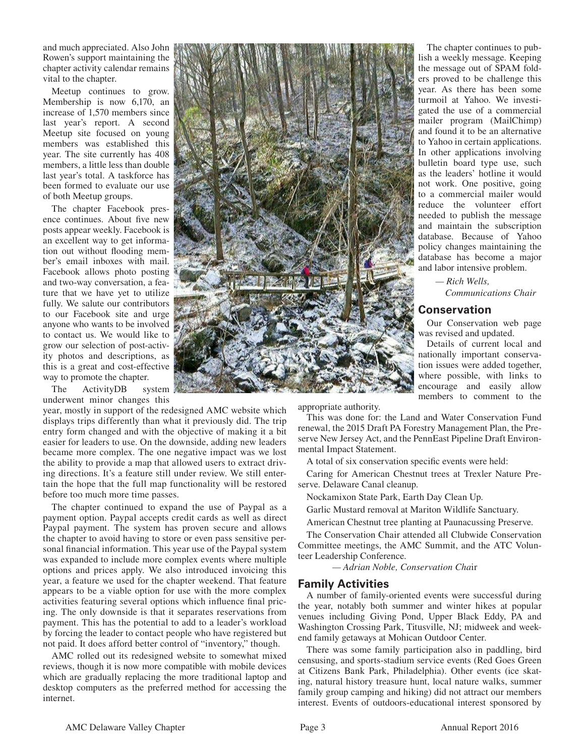and much appreciated. Also John Rowen's support maintaining the chapter activity calendar remains vital to the chapter.

Meetup continues to grow. Membership is now 6,170, an increase of 1,570 members since last year's report. A second Meetup site focused on young members was established this year. The site currently has 408 members, a little less than double last year's total. A taskforce has been formed to evaluate our use of both Meetup groups.

The chapter Facebook presence continues. About five new posts appear weekly. Facebook is an excellent way to get information out without flooding member's email inboxes with mail. Facebook allows photo posting and two-way conversation, a feature that we have yet to utilize fully. We salute our contributors to our Facebook site and urge anyone who wants to be involved to contact us. We would like to grow our selection of post-activity photos and descriptions, as this is a great and cost-effective way to promote the chapter.

The ActivityDB system underwent minor changes this year, mostly in support of the redesigned AMC website which displays trips differently than what it previously did. The trip entry form changed and with the objective of making it a bit easier for leaders to use. On the downside, adding new leaders became more complex. The one negative impact was we lost the ability to provide a map that allowed users to extract driving directions. It's a feature still under review. We still entertain the hope that the full map functionality will be restored before too much more time passes.

The chapter continued to expand the use of Paypal as a payment option. Paypal accepts credit cards as well as direct Paypal payment. The system has proven secure and allows the chapter to avoid having to store or even pass sensitive personal financial information. This year use of the Paypal system was expanded to include more complex events where multiple options and prices apply. We also introduced invoicing this year, a feature we used for the chapter weekend. That feature appears to be a viable option for use with the more complex activities featuring several options which influence final pricing. The only downside is that it separates reservations from payment. This has the potential to add to a leader's workload by forcing the leader to contact people who have registered but not paid. It does afford better control of "inventory," though.

AMC rolled out its redesigned website to somewhat mixed reviews, though it is now more compatible with mobile devices which are gradually replacing the more traditional laptop and desktop computers as the preferred method for accessing the internet.

The chapter continues to publish a weekly message. Keeping the message out of SPAM folders proved to be challenge this year. As there has been some turmoil at Yahoo. We investigated the use of a commercial mailer program (MailChimp) and found it to be an alternative to Yahoo in certain applications. In other applications involving bulletin board type use, such as the leaders' hotline it would not work. One positive, going to a commercial mailer would reduce the volunteer effort needed to publish the message and maintain the subscription database. Because of Yahoo policy changes maintaining the database has become a major and labor intensive problem.

*— Rich Wells,*
*Communications Chair*

## Conservation

Our Conservation web page was revised and updated.

Details of current local and nationally important conservation issues were added together, where possible, with links to encourage and easily allow members to comment to the appropriate authority.

This was done for: the Land and Water Conservation Fund renewal, the 2015 Draft PA Forestry Management Plan, the Preserve New Jersey Act, and the PennEast Pipeline Draft Environmental Impact Statement.

A total of six conservation specific events were held:

Caring for American Chestnut trees at Trexler Nature Preserve. Delaware Canal cleanup.

Nockamixon State Park, Earth Day Clean Up.

Garlic Mustard removal at Mariton Wildlife Sanctuary.

American Chestnut tree planting at Paunacussing Preserve.

The Conservation Chair attended all Clubwide Conservation Committee meetings, the AMC Summit, and the ATC Volunteer Leadership Conference.

*— Adrian Noble, Conservation Chai*r

## Family Activities

A number of family-oriented events were successful during the year, notably both summer and winter hikes at popular venues including Giving Pond, Upper Black Eddy, PA and Washington Crossing Park, Titusville, NJ; midweek and weekend family getaways at Mohican Outdoor Center.

There was some family participation also in paddling, bird censusing, and sports-stadium service events (Red Goes Green at Citizens Bank Park, Philadelphia). Other events (ice skating, natural history treasure hunt, local nature walks, summer family group camping and hiking) did not attract our members interest. Events of outdoors-educational interest sponsored by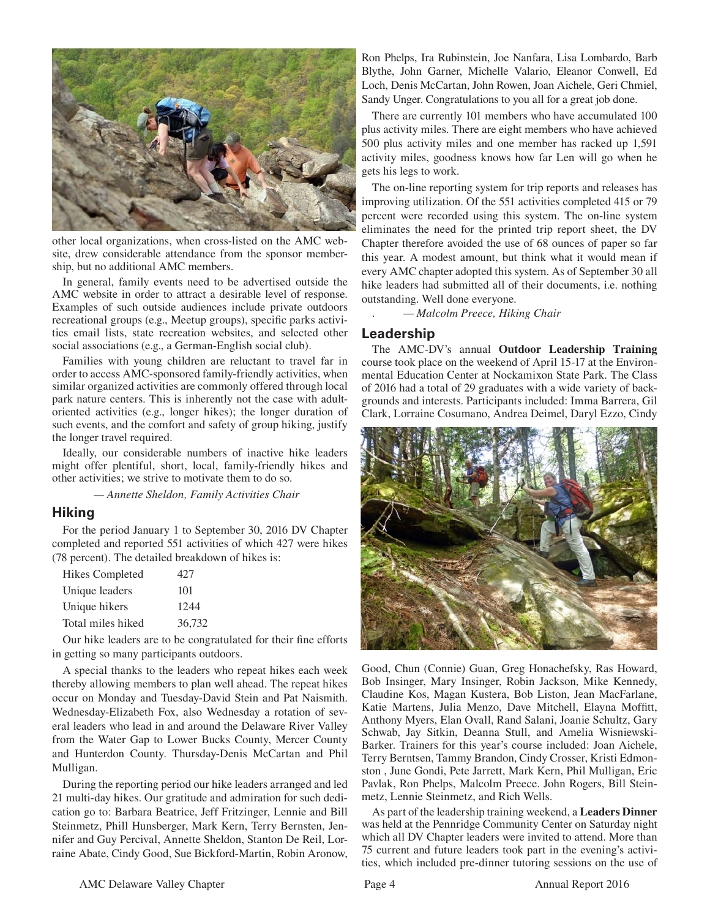other local organizations, when cross-listed on the AMC website, drew considerable attendance from the sponsor membership, but no additional AMC members.

In general, family events need to be advertised outside the AMC website in order to attract a desirable level of response. Examples of such outside audiences include private outdoors recreational groups (e.g., Meetup groups), specific parks activities email lists, state recreation websites, and selected other social associations (e.g., a German-English social club).

Families with young children are reluctant to travel far in order to access AMC-sponsored family-friendly activities, when similar organized activities are commonly offered through local park nature centers. This is inherently not the case with adult-oriented activities (e.g., longer hikes); the longer duration of such events, and the comfort and safety of group hiking, justify the longer travel required.

Ideally, our considerable numbers of inactive hike leaders might offer plentiful, short, local, family-friendly hikes and other activities; we strive to motivate them to do so.

*— Annette Sheldon, Family Activities Chair*

## Hiking

For the period January 1 to September 30, 2016 DV Chapter completed and reported 551 activities of which 427 were hikes (78 percent). The detailed breakdown of hikes is:

| | |
|---|---|
| Hikes Completed | 427 |
| Unique leaders | 101 |
| Unique hikers | 1244 |
| Total miles hiked | 36,732 |

Our hike leaders are to be congratulated for their fine efforts in getting so many participants outdoors.

A special thanks to the leaders who repeat hikes each week thereby allowing members to plan well ahead. The repeat hikes occur on Monday and Tuesday-David Stein and Pat Naismith. Wednesday-Elizabeth Fox, also Wednesday a rotation of several leaders who lead in and around the Delaware River Valley from the Water Gap to Lower Bucks County, Mercer County and Hunterdon County. Thursday-Denis McCartan and Phil Mulligan.

During the reporting period our hike leaders arranged and led 21 multi-day hikes. Our gratitude and admiration for such dedication go to: Barbara Beatrice, Jeff Fritzinger, Lennie and Bill Steinmetz, Phill Hunsberger, Mark Kern, Terry Bernsten, Jennifer and Guy Percival, Annette Sheldon, Stanton De Reil, Lorraine Abate, Cindy Good, Sue Bickford-Martin, Robin Aronow, Ron Phelps, Ira Rubinstein, Joe Nanfara, Lisa Lombardo, Barb Blythe, John Garner, Michelle Valario, Eleanor Conwell, Ed Loch, Denis McCartan, John Rowen, Joan Aichele, Geri Chmiel, Sandy Unger. Congratulations to you all for a great job done.

There are currently 101 members who have accumulated 100 plus activity miles. There are eight members who have achieved 500 plus activity miles and one member has racked up 1,591 activity miles, goodness knows how far Len will go when he gets his legs to work.

The on-line reporting system for trip reports and releases has improving utilization. Of the 551 activities completed 415 or 79 percent were recorded using this system. The on-line system eliminates the need for the printed trip report sheet, the DV Chapter therefore avoided the use of 68 ounces of paper so far this year. A modest amount, but think what it would mean if every AMC chapter adopted this system. As of September 30 all hike leaders had submitted all of their documents, i.e. nothing outstanding. Well done everyone.

*— Malcolm Preece, Hiking Chair*

## Leadership

The AMC-DV's annual **Outdoor Leadership Training** course took place on the weekend of April 15-17 at the Environmental Education Center at Nockamixon State Park. The Class of 2016 had a total of 29 graduates with a wide variety of backgrounds and interests. Participants included: Imma Barrera, Gil Clark, Lorraine Cosumano, Andrea Deimel, Daryl Ezzo, Cindy Good, Chun (Connie) Guan, Greg Honachefsky, Ras Howard, Bob Insinger, Mary Insinger, Robin Jackson, Mike Kennedy, Claudine Kos, Magan Kustera, Bob Liston, Jean MacFarlane, Katie Martens, Julia Menzo, Dave Mitchell, Elayna Moffitt, Anthony Myers, Elan Ovall, Rand Salani, Joanie Schultz, Gary Schwab, Jay Sitkin, Deanna Stull, and Amelia Wisniewski-Barker. Trainers for this year's course included: Joan Aichele, Terry Berntsen, Tammy Brandon, Cindy Crosser, Kristi Edmonston , June Gondi, Pete Jarrett, Mark Kern, Phil Mulligan, Eric Pavlak, Ron Phelps, Malcolm Preece. John Rogers, Bill Steinmetz, Lennie Steinmetz, and Rich Wells.

As part of the leadership training weekend, a **Leaders Dinner** was held at the Pennridge Community Center on Saturday night which all DV Chapter leaders were invited to attend. More than 75 current and future leaders took part in the evening's activities, which included pre-dinner tutoring sessions on the use of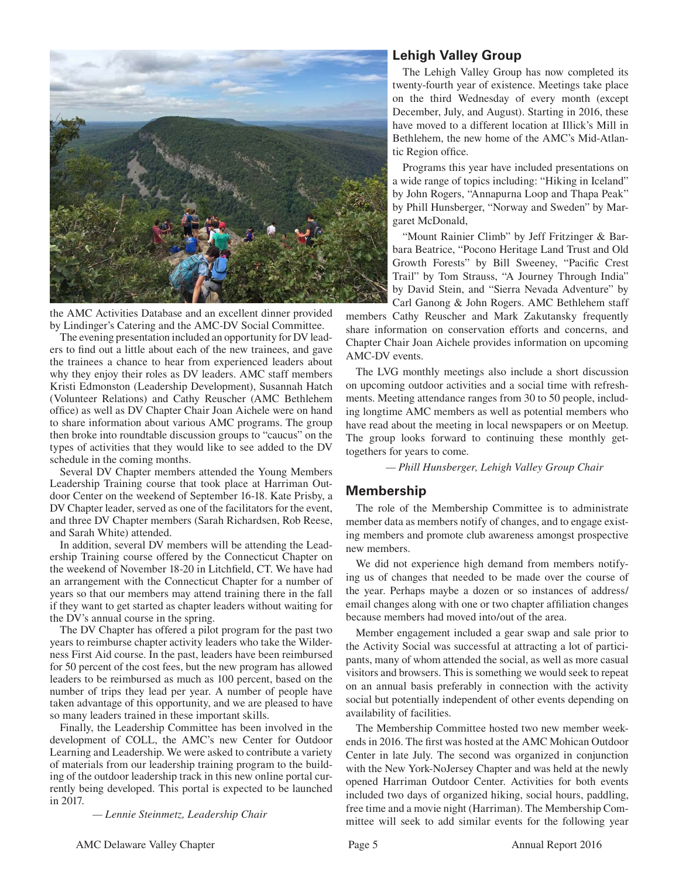the AMC Activities Database and an excellent dinner provided by Lindinger's Catering and the AMC-DV Social Committee.

The evening presentation included an opportunity for DV leaders to find out a little about each of the new trainees, and gave the trainees a chance to hear from experienced leaders about why they enjoy their roles as DV leaders. AMC staff members Kristi Edmonston (Leadership Development), Susannah Hatch (Volunteer Relations) and Cathy Reuscher (AMC Bethlehem office) as well as DV Chapter Chair Joan Aichele were on hand to share information about various AMC programs. The group then broke into roundtable discussion groups to "caucus" on the types of activities that they would like to see added to the DV schedule in the coming months.

Several DV Chapter members attended the Young Members Leadership Training course that took place at Harriman Outdoor Center on the weekend of September 16-18. Kate Prisby, a DV Chapter leader, served as one of the facilitators for the event, and three DV Chapter members (Sarah Richardsen, Rob Reese, and Sarah White) attended.

In addition, several DV members will be attending the Leadership Training course offered by the Connecticut Chapter on the weekend of November 18-20 in Litchfield, CT. We have had an arrangement with the Connecticut Chapter for a number of years so that our members may attend training there in the fall if they want to get started as chapter leaders without waiting for the DV's annual course in the spring.

The DV Chapter has offered a pilot program for the past two years to reimburse chapter activity leaders who take the Wilderness First Aid course. In the past, leaders have been reimbursed for 50 percent of the cost fees, but the new program has allowed leaders to be reimbursed as much as 100 percent, based on the number of trips they lead per year. A number of people have taken advantage of this opportunity, and we are pleased to have so many leaders trained in these important skills.

Finally, the Leadership Committee has been involved in the development of COLL, the AMC's new Center for Outdoor Learning and Leadership. We were asked to contribute a variety of materials from our leadership training program to the building of the outdoor leadership track in this new online portal currently being developed. This portal is expected to be launched in 2017.

*— Lennie Steinmetz, Leadership Chair*

## Lehigh Valley Group

The Lehigh Valley Group has now completed its twenty-fourth year of existence. Meetings take place on the third Wednesday of every month (except December, July, and August). Starting in 2016, these have moved to a different location at Illick's Mill in Bethlehem, the new home of the AMC's Mid-Atlantic Region office.

Programs this year have included presentations on a wide range of topics including: "Hiking in Iceland" by John Rogers, "Annapurna Loop and Thapa Peak" by Phill Hunsberger, "Norway and Sweden" by Margaret McDonald,

"Mount Rainier Climb" by Jeff Fritzinger & Barbara Beatrice, "Pocono Heritage Land Trust and Old Growth Forests" by Bill Sweeney, "Pacific Crest Trail" by Tom Strauss, "A Journey Through India" by David Stein, and "Sierra Nevada Adventure" by Carl Ganong & John Rogers. AMC Bethlehem staff members Cathy Reuscher and Mark Zakutansky frequently share information on conservation efforts and concerns, and Chapter Chair Joan Aichele provides information on upcoming AMC-DV events.

The LVG monthly meetings also include a short discussion on upcoming outdoor activities and a social time with refreshments. Meeting attendance ranges from 30 to 50 people, including longtime AMC members as well as potential members who have read about the meeting in local newspapers or on Meetup. The group looks forward to continuing these monthly get-togethers for years to come.

*— Phill Hunsberger, Lehigh Valley Group Chair*

## Membership

The role of the Membership Committee is to administrate member data as members notify of changes, and to engage existing members and promote club awareness amongst prospective new members.

We did not experience high demand from members notifying us of changes that needed to be made over the course of the year. Perhaps maybe a dozen or so instances of address/email changes along with one or two chapter affiliation changes because members had moved into/out of the area.

Member engagement included a gear swap and sale prior to the Activity Social was successful at attracting a lot of participants, many of whom attended the social, as well as more casual visitors and browsers. This is something we would seek to repeat on an annual basis preferably in connection with the activity social but potentially independent of other events depending on availability of facilities.

The Membership Committee hosted two new member weekends in 2016. The first was hosted at the AMC Mohican Outdoor Center in late July. The second was organized in conjunction with the New York-NoJersey Chapter and was held at the newly opened Harriman Outdoor Center. Activities for both events included two days of organized hiking, social hours, paddling, free time and a movie night (Harriman). The Membership Committee will seek to add similar events for the following year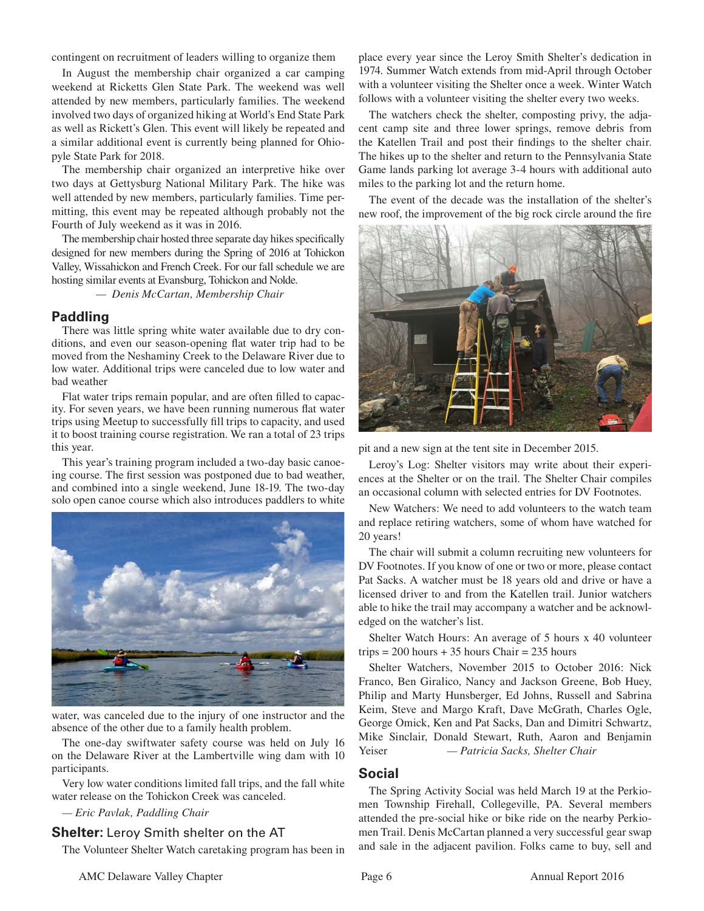contingent on recruitment of leaders willing to organize them

In August the membership chair organized a car camping weekend at Ricketts Glen State Park. The weekend was well attended by new members, particularly families. The weekend involved two days of organized hiking at World's End State Park as well as Rickett's Glen. This event will likely be repeated and a similar additional event is currently being planned for Ohiopyle State Park for 2018.

The membership chair organized an interpretive hike over two days at Gettysburg National Military Park. The hike was well attended by new members, particularly families. Time permitting, this event may be repeated although probably not the Fourth of July weekend as it was in 2016.

The membership chair hosted three separate day hikes specifically designed for new members during the Spring of 2016 at Tohickon Valley, Wissahickon and French Creek. For our fall schedule we are hosting similar events at Evansburg, Tohickon and Nolde.

*— Denis McCartan, Membership Chair*

## Paddling

There was little spring white water available due to dry conditions, and even our season-opening flat water trip had to be moved from the Neshaminy Creek to the Delaware River due to low water. Additional trips were canceled due to low water and bad weather

Flat water trips remain popular, and are often filled to capacity. For seven years, we have been running numerous flat water trips using Meetup to successfully fill trips to capacity, and used it to boost training course registration. We ran a total of 23 trips this year.

This year's training program included a two-day basic canoeing course. The first session was postponed due to bad weather, and combined into a single weekend, June 18-19. The two-day solo open canoe course which also introduces paddlers to white water, was canceled due to the injury of one instructor and the absence of the other due to a family health problem.

The one-day swiftwater safety course was held on July 16 on the Delaware River at the Lambertville wing dam with 10 participants.

Very low water conditions limited fall trips, and the fall white water release on the Tohickon Creek was canceled.

*— Eric Pavlak, Paddling Chair*

## Shelter: Leroy Smith shelter on the AT

The Volunteer Shelter Watch caretaking program has been in place every year since the Leroy Smith Shelter's dedication in 1974. Summer Watch extends from mid-April through October with a volunteer visiting the Shelter once a week. Winter Watch follows with a volunteer visiting the shelter every two weeks.

The watchers check the shelter, composting privy, the adjacent camp site and three lower springs, remove debris from the Katellen Trail and post their findings to the shelter chair. The hikes up to the shelter and return to the Pennsylvania State Game lands parking lot average 3-4 hours with additional auto miles to the parking lot and the return home.

The event of the decade was the installation of the shelter's new roof, the improvement of the big rock circle around the fire pit and a new sign at the tent site in December 2015.

Leroy's Log: Shelter visitors may write about their experiences at the Shelter or on the trail. The Shelter Chair compiles an occasional column with selected entries for DV Footnotes.

New Watchers: We need to add volunteers to the watch team and replace retiring watchers, some of whom have watched for 20 years!

The chair will submit a column recruiting new volunteers for DV Footnotes. If you know of one or two or more, please contact Pat Sacks. A watcher must be 18 years old and drive or have a licensed driver to and from the Katellen trail. Junior watchers able to hike the trail may accompany a watcher and be acknowledged on the watcher's list.

Shelter Watch Hours: An average of 5 hours x 40 volunteer trips = 200 hours + 35 hours Chair = 235 hours

Shelter Watchers, November 2015 to October 2016: Nick Franco, Ben Giralico, Nancy and Jackson Greene, Bob Huey, Philip and Marty Hunsberger, Ed Johns, Russell and Sabrina Keim, Steve and Margo Kraft, Dave McGrath, Charles Ogle, George Omick, Ken and Pat Sacks, Dan and Dimitri Schwartz, Mike Sinclair, Donald Stewart, Ruth, Aaron and Benjamin Yeiser

*— Patricia Sacks, Shelter Chair*

## Social

The Spring Activity Social was held March 19 at the Perkiomen Township Firehall, Collegeville, PA. Several members attended the pre-social hike or bike ride on the nearby Perkiomen Trail. Denis McCartan planned a very successful gear swap and sale in the adjacent pavilion. Folks came to buy, sell and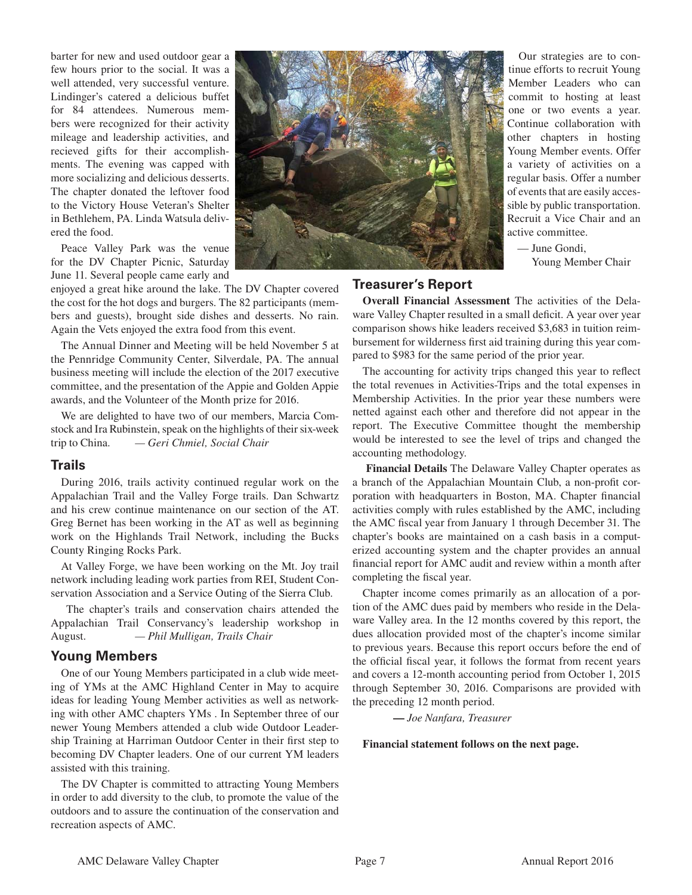barter for new and used outdoor gear a few hours prior to the social. It was a well attended, very successful venture. Lindinger's catered a delicious buffet for 84 attendees. Numerous members were recognized for their activity mileage and leadership activities, and recieved gifts for their accomplishments. The evening was capped with more socializing and delicious desserts. The chapter donated the leftover food to the Victory House Veteran's Shelter in Bethlehem, PA. Linda Watsula delivered the food.

Peace Valley Park was the venue for the DV Chapter Picnic, Saturday June 11. Several people came early and enjoyed a great hike around the lake. The DV Chapter covered the cost for the hot dogs and burgers. The 82 participants (members and guests), brought side dishes and desserts. No rain. Again the Vets enjoyed the extra food from this event.

The Annual Dinner and Meeting will be held November 5 at the Pennridge Community Center, Silverdale, PA. The annual business meeting will include the election of the 2017 executive committee, and the presentation of the Appie and Golden Appie awards, and the Volunteer of the Month prize for 2016.

We are delighted to have two of our members, Marcia Comstock and Ira Rubinstein, speak on the highlights of their six-week trip to China. *— Geri Chmiel, Social Chair*

## Trails

During 2016, trails activity continued regular work on the Appalachian Trail and the Valley Forge trails. Dan Schwartz and his crew continue maintenance on our section of the AT. Greg Bernet has been working in the AT as well as beginning work on the Highlands Trail Network, including the Bucks County Ringing Rocks Park.

At Valley Forge, we have been working on the Mt. Joy trail network including leading work parties from REI, Student Conservation Association and a Service Outing of the Sierra Club.

The chapter's trails and conservation chairs attended the Appalachian Trail Conservancy's leadership workshop in August. *— Phil Mulligan, Trails Chair*

## Young Members

One of our Young Members participated in a club wide meeting of YMs at the AMC Highland Center in May to acquire ideas for leading Young Member activities as well as networking with other AMC chapters YMs . In September three of our newer Young Members attended a club wide Outdoor Leadership Training at Harriman Outdoor Center in their first step to becoming DV Chapter leaders. One of our current YM leaders assisted with this training.

The DV Chapter is committed to attracting Young Members in order to add diversity to the club, to promote the value of the outdoors and to assure the continuation of the conservation and recreation aspects of AMC.

Our strategies are to continue efforts to recruit Young Member Leaders who can commit to hosting at least one or two events a year. Continue collaboration with other chapters in hosting Young Member events. Offer a variety of activities on a regular basis. Offer a number of events that are easily accessible by public transportation. Recruit a Vice Chair and an active committee.

— June Gondi,
Young Member Chair

## Treasurer's Report

**Overall Financial Assessment** The activities of the Delaware Valley Chapter resulted in a small deficit. A year over year comparison shows hike leaders received $3,683 in tuition reimbursement for wilderness first aid training during this year compared to $983 for the same period of the prior year.

The accounting for activity trips changed this year to reflect the total revenues in Activities-Trips and the total expenses in Membership Activities. In the prior year these numbers were netted against each other and therefore did not appear in the report. The Executive Committee thought the membership would be interested to see the level of trips and changed the accounting methodology.

**Financial Details** The Delaware Valley Chapter operates as a branch of the Appalachian Mountain Club, a non-profit corporation with headquarters in Boston, MA. Chapter financial activities comply with rules established by the AMC, including the AMC fiscal year from January 1 through December 31. The chapter's books are maintained on a cash basis in a computerized accounting system and the chapter provides an annual financial report for AMC audit and review within a month after completing the fiscal year.

Chapter income comes primarily as an allocation of a portion of the AMC dues paid by members who reside in the Delaware Valley area. In the 12 months covered by this report, the dues allocation provided most of the chapter's income similar to previous years. Because this report occurs before the end of the official fiscal year, it follows the format from recent years and covers a 12-month accounting period from October 1, 2015 through September 30, 2016. Comparisons are provided with the preceding 12 month period.

***—** Joe Nanfara, Treasurer*

**Financial statement follows on the next page.**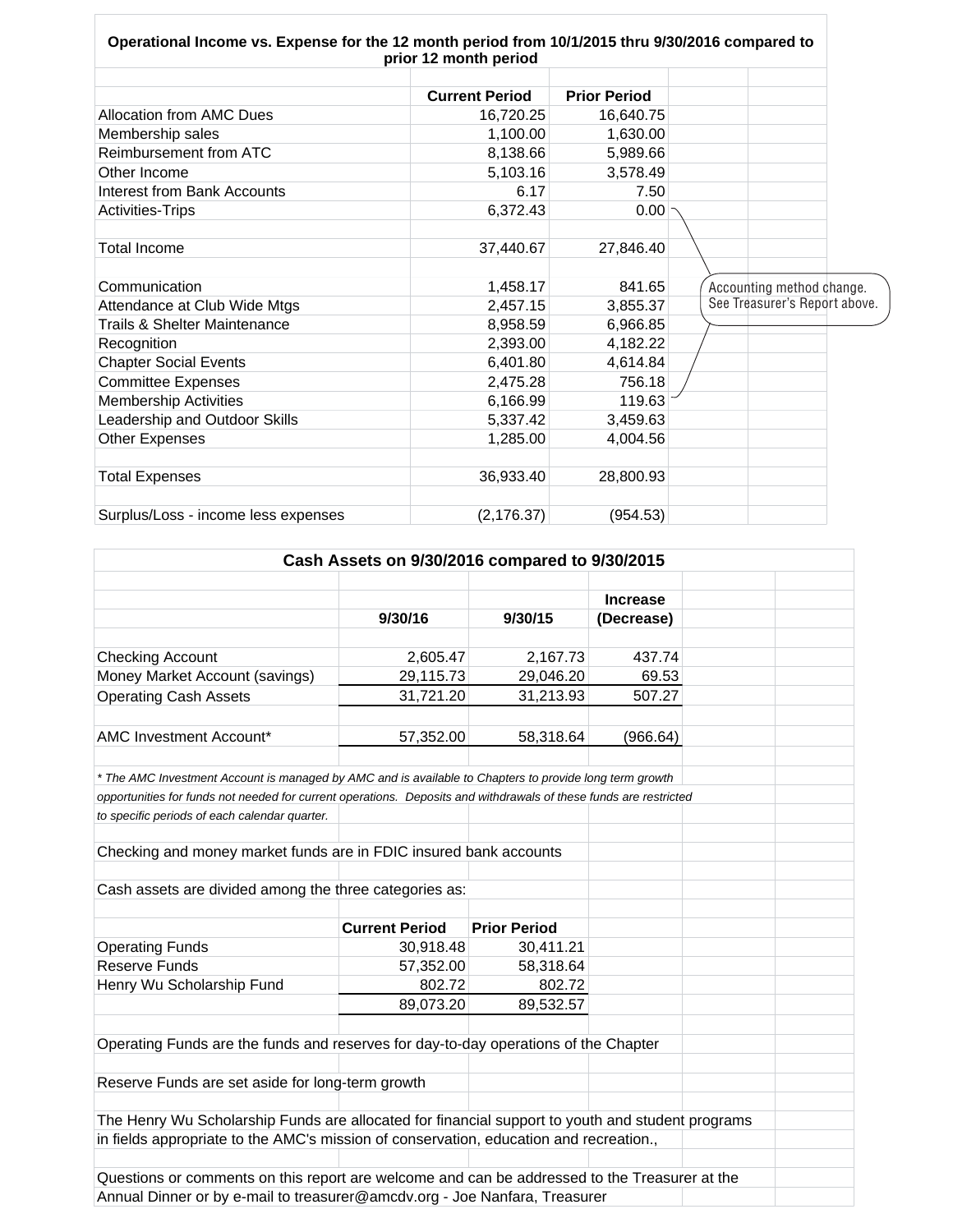## Operational Income vs. Expense for the 12 month period from 10/1/2015 thru 9/30/2016 compared to prior 12 month period

| | Current Period | Prior Period |
|---|---|---|
| Allocation from AMC Dues | 16,720.25 | 16,640.75 |
| Membership sales | 1,100.00 | 1,630.00 |
| Reimbursement from ATC | 8,138.66 | 5,989.66 |
| Other Income | 5,103.16 | 3,578.49 |
| Interest from Bank Accounts | 6.17 | 7.50 |
| Activities-Trips | 6,372.43 | 0.00 |
| | | |
| Total Income | 37,440.67 | 27,846.40 |
| | | |
| Communication | 1,458.17 | 841.65 |
| Attendance at Club Wide Mtgs | 2,457.15 | 3,855.37 |
| Trails & Shelter Maintenance | 8,958.59 | 6,966.85 |
| Recognition | 2,393.00 | 4,182.22 |
| Chapter Social Events | 6,401.80 | 4,614.84 |
| Committee Expenses | 2,475.28 | 756.18 |
| Membership Activities | 6,166.99 | 119.63 |
| Leadership and Outdoor Skills | 5,337.42 | 3,459.63 |
| Other Expenses | 1,285.00 | 4,004.56 |
| | | |
| Total Expenses | 36,933.40 | 28,800.93 |
| | | |
| Surplus/Loss - income less expenses | (2,176.37) | (954.53) |

Accounting method change. See Treasurer's Report above.

## Cash Assets on 9/30/2016 compared to 9/30/2015

| | 9/30/16 | 9/30/15 | Increase (Decrease) |
|---|---|---|---|
| Checking Account | 2,605.47 | 2,167.73 | 437.74 |
| Money Market Account (savings) | 29,115.73 | 29,046.20 | 69.53 |
| Operating Cash Assets | 31,721.20 | 31,213.93 | 507.27 |
| | | | |
| AMC Investment Account* | 57,352.00 | 58,318.64 | (966.64) |

*\* The AMC Investment Account is managed by AMC and is available to Chapters to provide long term growth opportunities for funds not needed for current operations. Deposits and withdrawals of these funds are restricted to specific periods of each calendar quarter.*

Checking and money market funds are in FDIC insured bank accounts

Cash assets are divided among the three categories as:

| | Current Period | Prior Period |
|---|---|---|
| Operating Funds | 30,918.48 | 30,411.21 |
| Reserve Funds | 57,352.00 | 58,318.64 |
| Henry Wu Scholarship Fund | 802.72 | 802.72 |
| | 89,073.20 | 89,532.57 |

Operating Funds are the funds and reserves for day-to-day operations of the Chapter

Reserve Funds are set aside for long-term growth

The Henry Wu Scholarship Funds are allocated for financial support to youth and student programs in fields appropriate to the AMC's mission of conservation, education and recreation.,

Questions or comments on this report are welcome and can be addressed to the Treasurer at the Annual Dinner or by e-mail to treasurer@amcdv.org - Joe Nanfara, Treasurer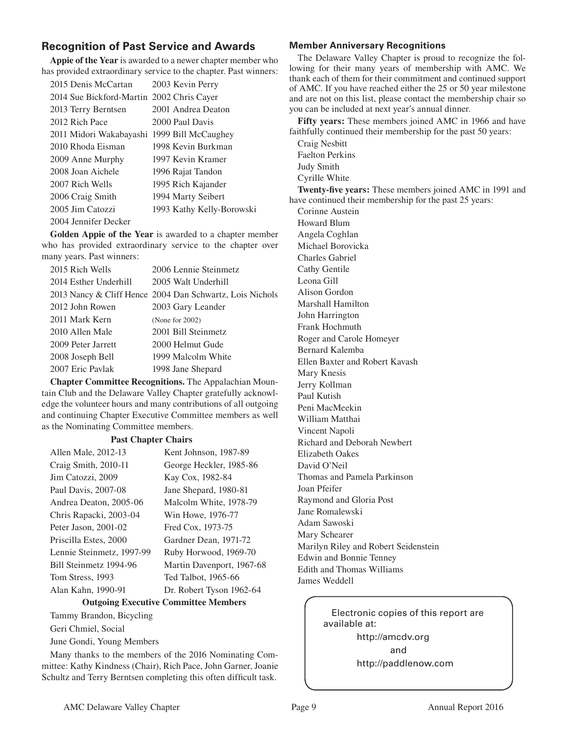## Recognition of Past Service and Awards

**Appie of the Year** is awarded to a newer chapter member who has provided extraordinary service to the chapter. Past winners:

| | |
|---|---|
| 2015 Denis McCartan | 2003 Kevin Perry |
| 2014 Sue Bickford-Martin | 2002 Chris Cayer |
| 2013 Terry Berntsen | 2001 Andrea Deaton |
| 2012 Rich Pace | 2000 Paul Davis |
| 2011 Midori Wakabayashi | 1999 Bill McCaughey |
| 2010 Rhoda Eisman | 1998 Kevin Burkman |
| 2009 Anne Murphy | 1997 Kevin Kramer |
| 2008 Joan Aichele | 1996 Rajat Tandon |
| 2007 Rich Wells | 1995 Rich Kajander |
| 2006 Craig Smith | 1994 Marty Seibert |
| 2005 Jim Catozzi | 1993 Kathy Kelly-Borowski |
| 2004 Jennifer Decker | |

**Golden Appie of the Year** is awarded to a chapter member who has provided extraordinary service to the chapter over many years. Past winners:

| | |
|---|---|
| 2015 Rich Wells | 2006 Lennie Steinmetz |
| 2014 Esther Underhill | 2005 Walt Underhill |
| 2013 Nancy & Cliff Hence | 2004 Dan Schwartz, Lois Nichols |
| 2012 John Rowen | 2003 Gary Leander |
| 2011 Mark Kern | (None for 2002) |
| 2010 Allen Male | 2001 Bill Steinmetz |
| 2009 Peter Jarrett | 2000 Helmut Gude |
| 2008 Joseph Bell | 1999 Malcolm White |
| 2007 Eric Pavlak | 1998 Jane Shepard |

**Chapter Committee Recognitions.** The Appalachian Mountain Club and the Delaware Valley Chapter gratefully acknowledge the volunteer hours and many contributions of all outgoing and continuing Chapter Executive Committee members as well as the Nominating Committee members.

### Past Chapter Chairs

| | |
|---|---|
| Allen Male, 2012-13 | Kent Johnson, 1987-89 |
| Craig Smith, 2010-11 | George Heckler, 1985-86 |
| Jim Catozzi, 2009 | Kay Cox, 1982-84 |
| Paul Davis, 2007-08 | Jane Shepard, 1980-81 |
| Andrea Deaton, 2005-06 | Malcolm White, 1978-79 |
| Chris Rapacki, 2003-04 | Win Howe, 1976-77 |
| Peter Jason, 2001-02 | Fred Cox, 1973-75 |
| Priscilla Estes, 2000 | Gardner Dean, 1971-72 |
| Lennie Steinmetz, 1997-99 | Ruby Horwood, 1969-70 |
| Bill Steinmetz 1994-96 | Martin Davenport, 1967-68 |
| Tom Stress, 1993 | Ted Talbot, 1965-66 |
| Alan Kahn, 1990-91 | Dr. Robert Tyson 1962-64 |

### Outgoing Executive Committee Members

Tammy Brandon, Bicycling

Geri Chmiel, Social

June Gondi, Young Members

Many thanks to the members of the 2016 Nominating Committee: Kathy Kindness (Chair), Rich Pace, John Garner, Joanie Schultz and Terry Berntsen completing this often difficult task.

### Member Anniversary Recognitions

The Delaware Valley Chapter is proud to recognize the following for their many years of membership with AMC. We thank each of them for their commitment and continued support of AMC. If you have reached either the 25 or 50 year milestone and are not on this list, please contact the membership chair so you can be included at next year's annual dinner.

**Fifty years:** These members joined AMC in 1966 and have faithfully continued their membership for the past 50 years:

Craig Nesbitt
Faelton Perkins
Judy Smith
Cyrille White

**Twenty-five years:** These members joined AMC in 1991 and have continued their membership for the past 25 years:

Corinne Austein
Howard Blum
Angela Coghlan
Michael Borovicka
Charles Gabriel
Cathy Gentile
Leona Gill
Alison Gordon
Marshall Hamilton
John Harrington
Frank Hochmuth
Roger and Carole Homeyer
Bernard Kalemba
Ellen Baxter and Robert Kavash
Mary Knesis
Jerry Kollman
Paul Kutish
Peni MacMeekin
William Matthai
Vincent Napoli
Richard and Deborah Newbert
Elizabeth Oakes
David O'Neil
Thomas and Pamela Parkinson
Joan Pfeifer
Raymond and Gloria Post
Jane Romalewski
Adam Sawoski
Mary Schearer
Marilyn Riley and Robert Seidenstein
Edwin and Bonnie Tenney
Edith and Thomas Williams
James Weddell

Electronic copies of this report are available at:
http://amcdv.org
and
http://paddlenow.com